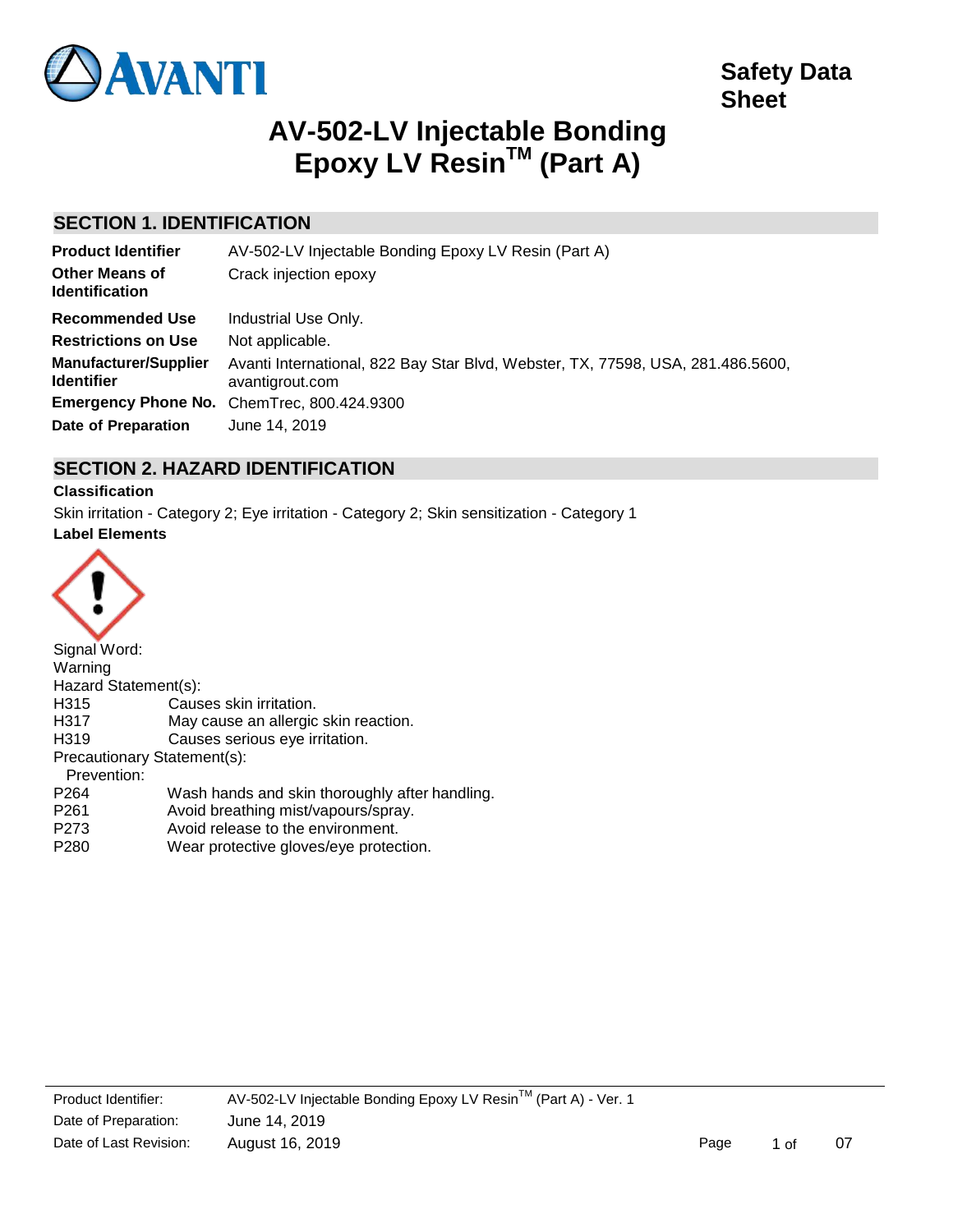Safety Data Sheet

# AV-502-LV Injectable Bonding Epoxy LV Resin™ (Part A)

## SECTION 1. IDENTIFICATION

| | |
|---|---|
| **Product Identifier** | AV-502-LV Injectable Bonding Epoxy LV Resin (Part A) |
| **Other Means of Identification** | Crack injection epoxy |
| **Recommended Use** | Industrial Use Only. |
| **Restrictions on Use** | Not applicable. |
| **Manufacturer/Supplier Identifier** | Avanti International, 822 Bay Star Blvd, Webster, TX, 77598, USA, 281.486.5600, avantigrout.com |
| **Emergency Phone No.** | ChemTrec, 800.424.9300 |
| **Date of Preparation** | June 14, 2019 |

## SECTION 2. HAZARD IDENTIFICATION

**Classification**

Skin irritation - Category 2; Eye irritation - Category 2; Skin sensitization - Category 1

**Label Elements**

Signal Word:
Warning

Hazard Statement(s):

| | |
|---|---|
| H315 | Causes skin irritation. |
| H317 | May cause an allergic skin reaction. |
| H319 | Causes serious eye irritation. |

Precautionary Statement(s):

Prevention:

| | |
|---|---|
| P264 | Wash hands and skin thoroughly after handling. |
| P261 | Avoid breathing mist/vapours/spray. |
| P273 | Avoid release to the environment. |
| P280 | Wear protective gloves/eye protection. |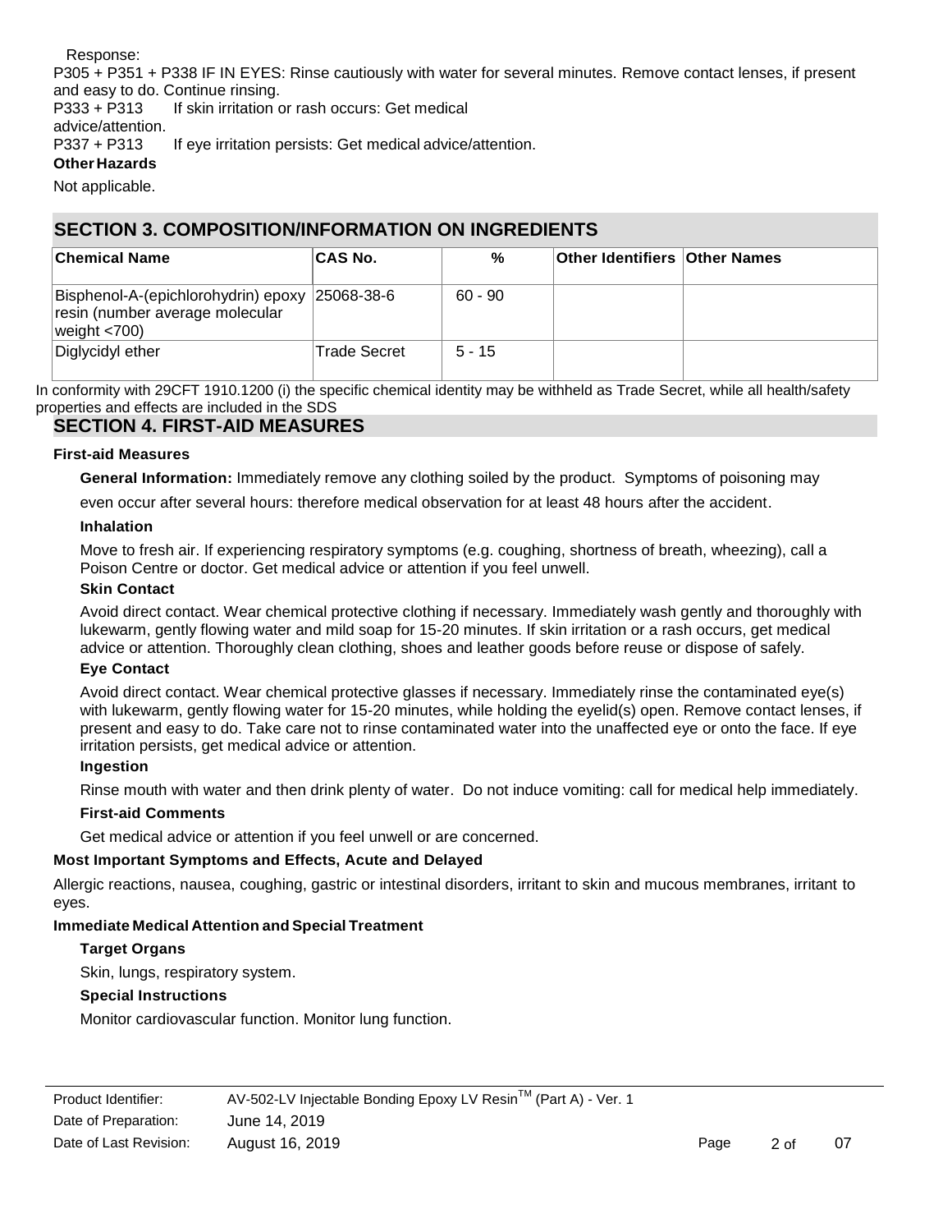Response:

P305 + P351 + P338 IF IN EYES: Rinse cautiously with water for several minutes. Remove contact lenses, if present and easy to do. Continue rinsing.

P333 + P313 If skin irritation or rash occurs: Get medical advice/attention.

P337 + P313 If eye irritation persists: Get medical advice/attention.

**Other Hazards**

Not applicable.

## SECTION 3. COMPOSITION/INFORMATION ON INGREDIENTS

| Chemical Name | CAS No. | % | Other Identifiers | Other Names |
| --- | --- | --- | --- | --- |
| Bisphenol-A-(epichlorohydrin) epoxy resin (number average molecular weight <700) | 25068-38-6 | 60 - 90 | | |
| Diglycidyl ether | Trade Secret | 5 - 15 | | |

In conformity with 29CFT 1910.1200 (i) the specific chemical identity may be withheld as Trade Secret, while all health/safety properties and effects are included in the SDS

## SECTION 4. FIRST-AID MEASURES

### First-aid Measures

**General Information:** Immediately remove any clothing soiled by the product. Symptoms of poisoning may even occur after several hours: therefore medical observation for at least 48 hours after the accident.

**Inhalation**

Move to fresh air. If experiencing respiratory symptoms (e.g. coughing, shortness of breath, wheezing), call a Poison Centre or doctor. Get medical advice or attention if you feel unwell.

**Skin Contact**

Avoid direct contact. Wear chemical protective clothing if necessary. Immediately wash gently and thoroughly with lukewarm, gently flowing water and mild soap for 15-20 minutes. If skin irritation or a rash occurs, get medical advice or attention. Thoroughly clean clothing, shoes and leather goods before reuse or dispose of safely.

**Eye Contact**

Avoid direct contact. Wear chemical protective glasses if necessary. Immediately rinse the contaminated eye(s) with lukewarm, gently flowing water for 15-20 minutes, while holding the eyelid(s) open. Remove contact lenses, if present and easy to do. Take care not to rinse contaminated water into the unaffected eye or onto the face. If eye irritation persists, get medical advice or attention.

**Ingestion**

Rinse mouth with water and then drink plenty of water. Do not induce vomiting: call for medical help immediately.

**First-aid Comments**

Get medical advice or attention if you feel unwell or are concerned.

### Most Important Symptoms and Effects, Acute and Delayed

Allergic reactions, nausea, coughing, gastric or intestinal disorders, irritant to skin and mucous membranes, irritant to eyes.

### Immediate Medical Attention and Special Treatment

**Target Organs**

Skin, lungs, respiratory system.

**Special Instructions**

Monitor cardiovascular function. Monitor lung function.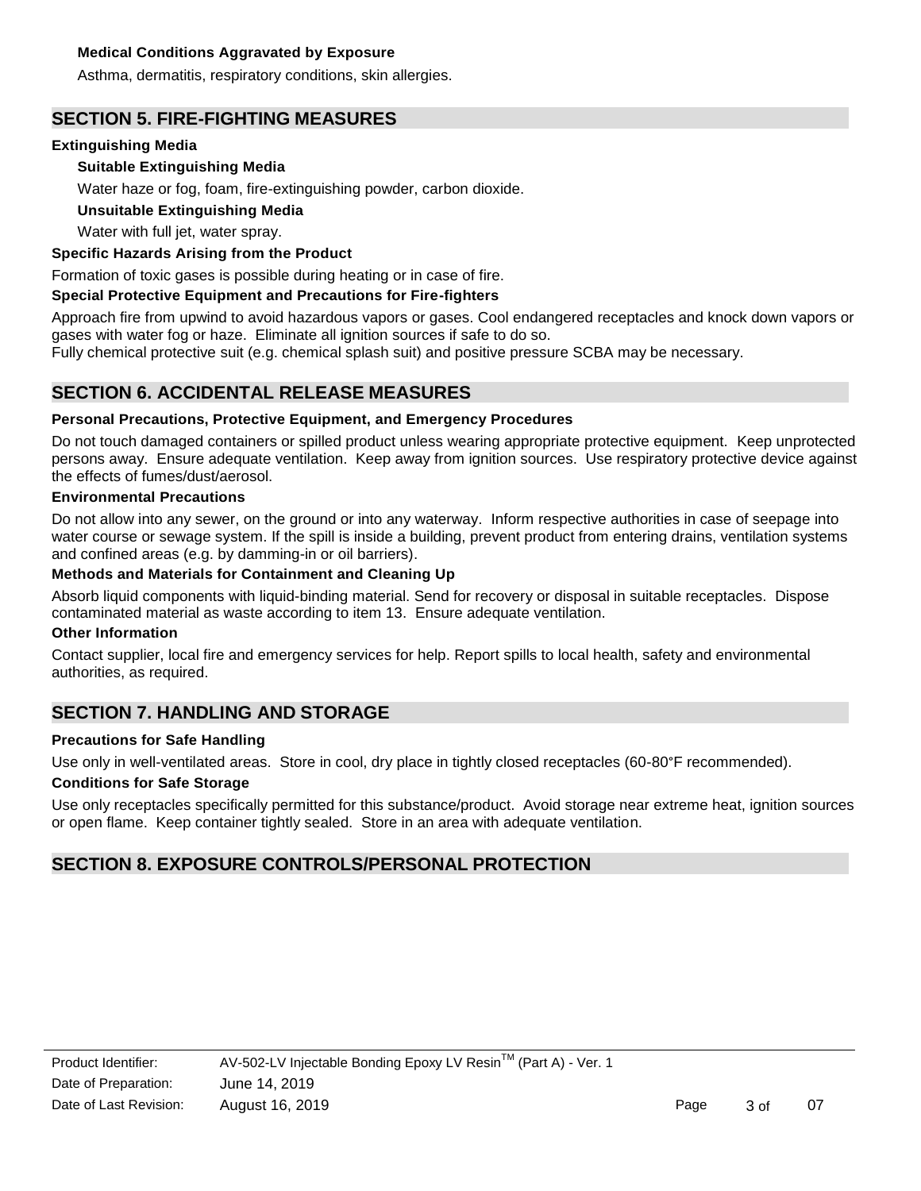**Medical Conditions Aggravated by Exposure**

Asthma, dermatitis, respiratory conditions, skin allergies.

## SECTION 5. FIRE-FIGHTING MEASURES

**Extingushing Media**

**Suitable Extinguishing Media**

Water haze or fog, foam, fire-extinguishing powder, carbon dioxide.

**Unsuitable Extinguishing Media**

Water with full jet, water spray.

**Specific Hazards Arising from the Product**

Formation of toxic gases is possible during heating or in case of fire.

**Special Protective Equipment and Precautions for Fire-fighters**

Approach fire from upwind to avoid hazardous vapors or gases. Cool endangered receptacles and knock down vapors or gases with water fog or haze. Eliminate all ignition sources if safe to do so.
Fully chemical protective suit (e.g. chemical splash suit) and positive pressure SCBA may be necessary.

## SECTION 6. ACCIDENTAL RELEASE MEASURES

**Personal Precautions, Protective Equipment, and Emergency Procedures**

Do not touch damaged containers or spilled product unless wearing appropriate protective equipment. Keep unprotected persons away. Ensure adequate ventilation. Keep away from ignition sources. Use respiratory protective device against the effects of fumes/dust/aerosol.

**Environmental Precautions**

Do not allow into any sewer, on the ground or into any waterway. Inform respective authorities in case of seepage into water course or sewage system. If the spill is inside a building, prevent product from entering drains, ventilation systems and confined areas (e.g. by damming-in or oil barriers).

**Methods and Materials for Containment and Cleaning Up**

Absorb liquid components with liquid-binding material. Send for recovery or disposal in suitable receptacles. Dispose contaminated material as waste according to item 13. Ensure adequate ventilation.

**Other Information**

Contact supplier, local fire and emergency services for help. Report spills to local health, safety and environmental authorities, as required.

## SECTION 7. HANDLING AND STORAGE

**Precautions for Safe Handling**

Use only in well-ventilated areas. Store in cool, dry place in tightly closed receptacles (60-80°F recommended).

**Conditions for Safe Storage**

Use only receptacles specifically permitted for this substance/product. Avoid storage near extreme heat, ignition sources or open flame. Keep container tightly sealed. Store in an area with adequate ventilation.

## SECTION 8. EXPOSURE CONTROLS/PERSONAL PROTECTION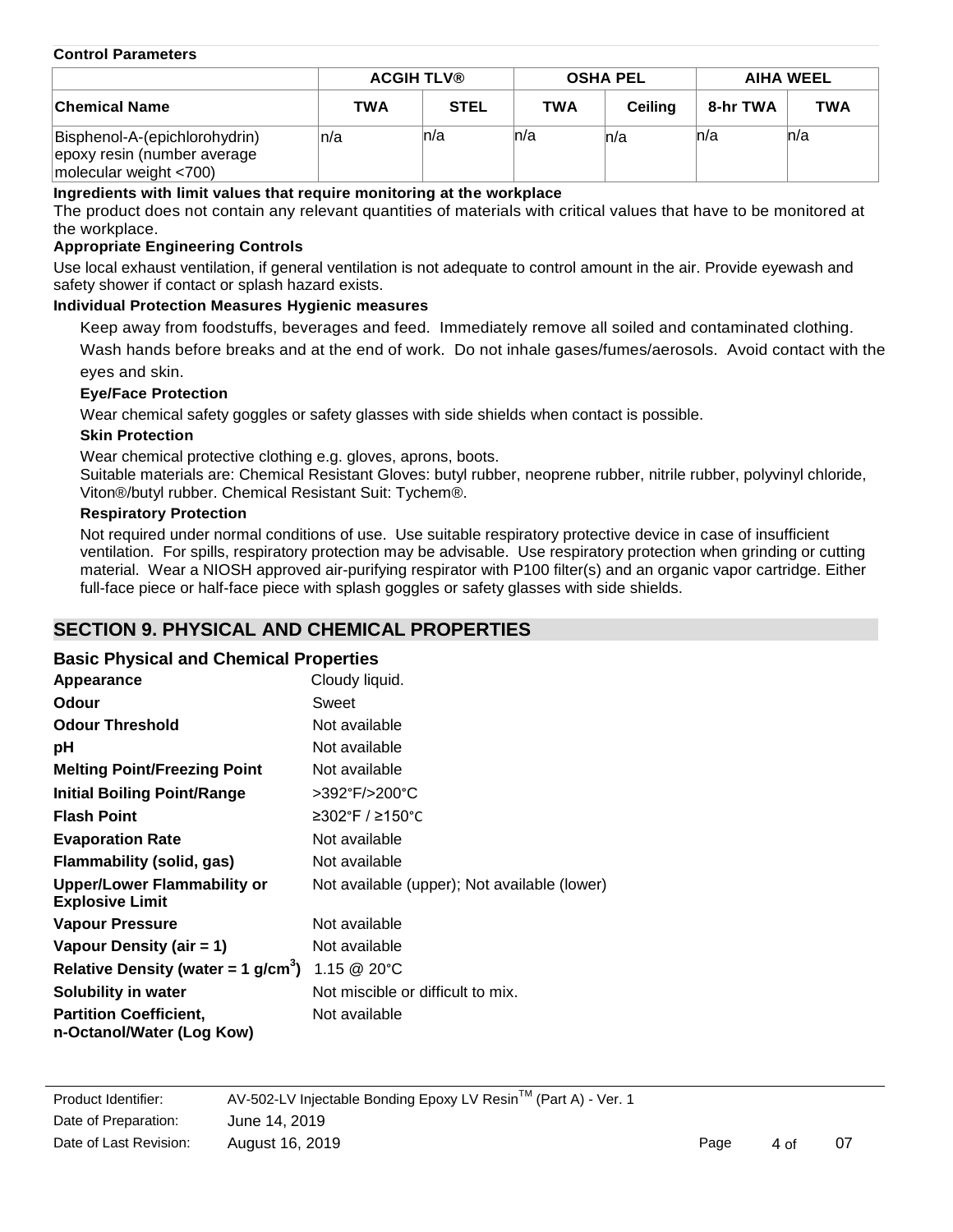**Control Parameters**

| | ACGIH TLV® | | OSHA PEL | | AIHA WEEL | |
|---|---|---|---|---|---|---|
| **Chemical Name** | **TWA** | **STEL** | **TWA** | **Ceiling** | **8-hr TWA** | **TWA** |
| Bisphenol-A-(epichlorohydrin) epoxy resin (number average molecular weight <700) | n/a | n/a | n/a | n/a | n/a | n/a |

**Ingredients with limit values that require monitoring at the workplace**

The product does not contain any relevant quantities of materials with critical values that have to be monitored at the workplace.

**Appropriate Engineering Controls**

Use local exhaust ventilation, if general ventilation is not adequate to control amount in the air. Provide eyewash and safety shower if contact or splash hazard exists.

**Individual Protection Measures Hygienic measures**

Keep away from foodstuffs, beverages and feed. Immediately remove all soiled and contaminated clothing. Wash hands before breaks and at the end of work. Do not inhale gases/fumes/aerosols. Avoid contact with the eyes and skin.

**Eye/Face Protection**

Wear chemical safety goggles or safety glasses with side shields when contact is possible.

**Skin Protection**

Wear chemical protective clothing e.g. gloves, aprons, boots.
Suitable materials are: Chemical Resistant Gloves: butyl rubber, neoprene rubber, nitrile rubber, polyvinyl chloride, Viton®/butyl rubber. Chemical Resistant Suit: Tychem®.

**Respiratory Protection**

Not required under normal conditions of use. Use suitable respiratory protective device in case of insufficient ventilation. For spills, respiratory protection may be advisable. Use respiratory protection when grinding or cutting material. Wear a NIOSH approved air-purifying respirator with P100 filter(s) and an organic vapor cartridge. Either full-face piece or half-face piece with splash goggles or safety glasses with side shields.

## SECTION 9. PHYSICAL AND CHEMICAL PROPERTIES

### Basic Physical and Chemical Properties

| | |
|---|---|
| **Appearance** | Cloudy liquid. |
| **Odour** | Sweet |
| **Odour Threshold** | Not available |
| **pH** | Not available |
| **Melting Point/Freezing Point** | Not available |
| **Initial Boiling Point/Range** | >392°F/>200°C |
| **Flash Point** | ≥302°F / ≥150°C |
| **Evaporation Rate** | Not available |
| **Flammability (solid, gas)** | Not available |
| **Upper/Lower Flammability or Explosive Limit** | Not available (upper); Not available (lower) |
| **Vapour Pressure** | Not available |
| **Vapour Density (air = 1)** | Not available |
| **Relative Density (water = 1 g/cm$^3$)** | 1.15 @ 20°C |
| **Solubility in water** | Not miscible or difficult to mix. |
| **Partition Coefficient, n-Octanol/Water (Log Kow)** | Not available |

Product Identifier: AV-502-LV Injectable Bonding Epoxy LV Resin™ (Part A) - Ver. 1
Date of Preparation: June 14, 2019
Date of Last Revision: August 16, 2019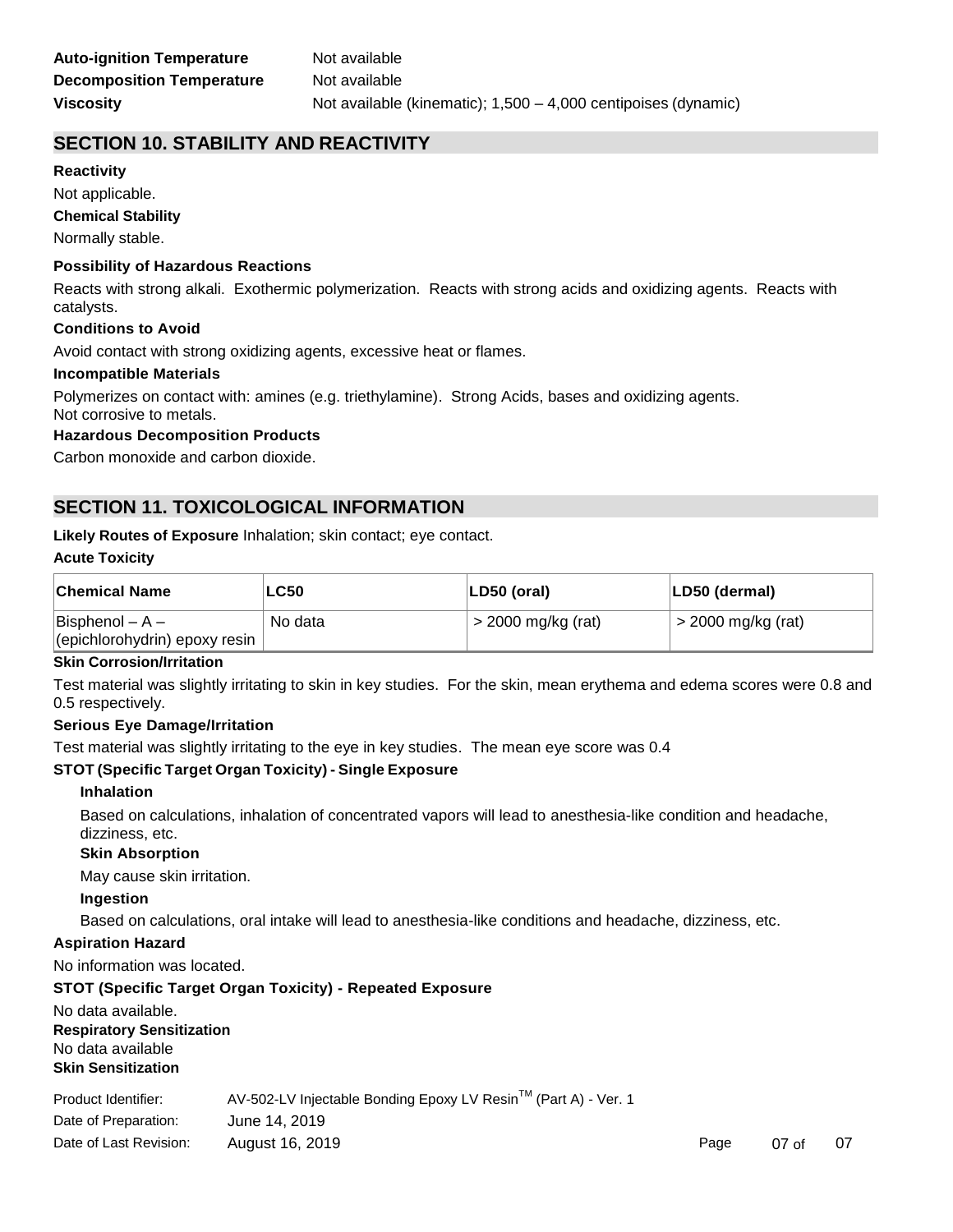**Auto-ignition Temperature** Not available
**Decomposition Temperature** Not available
**Viscosity** Not available (kinematic); 1,500 – 4,000 centipoises (dynamic)

## SECTION 10. STABILITY AND REACTIVITY

**Reactivity**

Not applicable.

**Chemical Stability**

Normally stable.

**Possibility of Hazardous Reactions**

Reacts with strong alkali. Exothermic polymerization. Reacts with strong acids and oxidizing agents. Reacts with catalysts.

**Conditions to Avoid**

Avoid contact with strong oxidizing agents, excessive heat or flames.

**Incompatible Materials**

Polymerizes on contact with: amines (e.g. triethylamine). Strong Acids, bases and oxidizing agents.
Not corrosive to metals.

**Hazardous Decomposition Products**

Carbon monoxide and carbon dioxide.

## SECTION 11. TOXICOLOGICAL INFORMATION

**Likely Routes of Exposure** Inhalation; skin contact; eye contact.

**Acute Toxicity**

| Chemical Name | LC50 | LD50 (oral) | LD50 (dermal) |
|---|---|---|---|
| Bisphenol – A – (epichlorohydrin) epoxy resin | No data | > 2000 mg/kg (rat) | > 2000 mg/kg (rat) |

**Skin Corrosion/Irritation**

Test material was slightly irritating to skin in key studies. For the skin, mean erythema and edema scores were 0.8 and 0.5 respectively.

**Serious Eye Damage/Irritation**

Test material was slightly irritating to the eye in key studies. The mean eye score was 0.4

**STOT (Specific Target Organ Toxicity) - Single Exposure**

**Inhalation**

Based on calculations, inhalation of concentrated vapors will lead to anesthesia-like condition and headache, dizziness, etc.

**Skin Absorption**

May cause skin irritation.

**Ingestion**

Based on calculations, oral intake will lead to anesthesia-like conditions and headache, dizziness, etc.

**Aspiration Hazard**

No information was located.

**STOT (Specific Target Organ Toxicity) - Repeated Exposure**

No data available.

**Respiratory Sensitization**

No data available

**Skin Sensitization**

Product Identifier: AV-502-LV Injectable Bonding Epoxy LV Resin™ (Part A) - Ver. 1
Date of Preparation: June 14, 2019
Date of Last Revision: August 16, 2019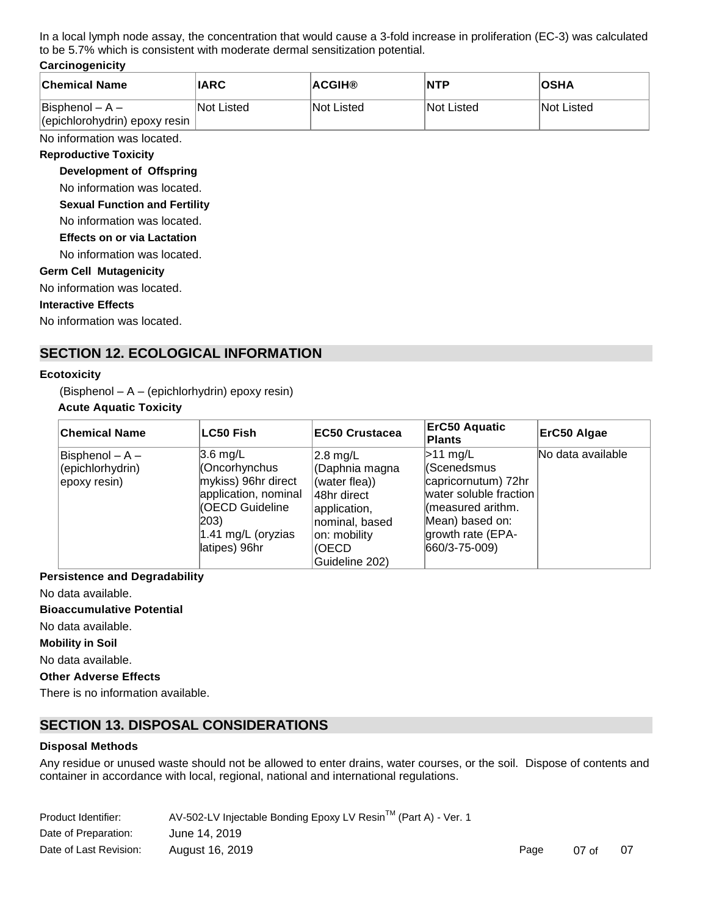In a local lymph node assay, the concentration that would cause a 3-fold increase in proliferation (EC-3) was calculated to be 5.7% which is consistent with moderate dermal sensitization potential.

**Carcinogenicity**

| Chemical Name | IARC | ACGIH® | NTP | OSHA |
|---|---|---|---|---|
| Bisphenol – A – (epichlorohydrin) epoxy resin | Not Listed | Not Listed | Not Listed | Not Listed |

No information was located.

**Reproductive Toxicity**

**Development of Offspring**

No information was located.

**Sexual Function and Fertility**

No information was located.

**Effects on or via Lactation**

No information was located.

**Germ Cell Mutagenicity**

No information was located.

**Interactive Effects**

No information was located.

## SECTION 12. ECOLOGICAL INFORMATION

**Ecotoxicity**

(Bisphenol – A – (epichlorhydrin) epoxy resin)

**Acute Aquatic Toxicity**

| Chemical Name | LC50 Fish | EC50 Crustacea | ErC50 Aquatic Plants | ErC50 Algae |
|---|---|---|---|---|
| Bisphenol – A – (epichlorhydrin) epoxy resin) | 3.6 mg/L (Oncorhynchus mykiss) 96hr direct application, nominal (OECD Guideline 203) 1.41 mg/L (oryzias latipes) 96hr | 2.8 mg/L (Daphnia magna (water flea)) 48hr direct application, nominal, based on: mobility (OECD Guideline 202) | >11 mg/L (Scenedsmus capricornutum) 72hr water soluble fraction (measured arithm. Mean) based on: growth rate (EPA-660/3-75-009) | No data available |

**Persistence and Degradability**

No data available.

**Bioaccumulative Potential**

No data available.

**Mobility in Soil**

No data available.

**Other Adverse Effects**

There is no information available.

## SECTION 13. DISPOSAL CONSIDERATIONS

**Disposal Methods**

Any residue or unused waste should not be allowed to enter drains, water courses, or the soil. Dispose of contents and container in accordance with local, regional, national and international regulations.

Product Identifier: AV-502-LV Injectable Bonding Epoxy LV Resin™ (Part A) - Ver. 1
Date of Preparation: June 14, 2019
Date of Last Revision: August 16, 2019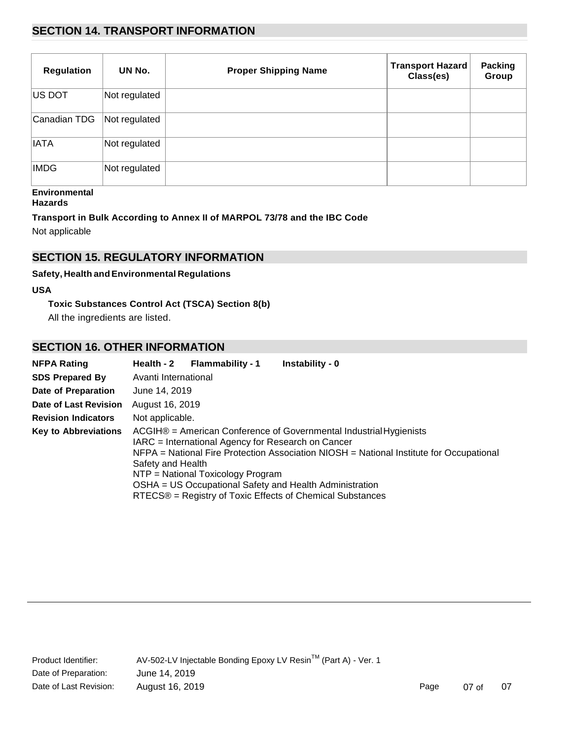## SECTION 14. TRANSPORT INFORMATION

| Regulation | UN No. | Proper Shipping Name | Transport Hazard Class(es) | Packing Group |
|---|---|---|---|---|
| US DOT | Not regulated | | | |
| Canadian TDG | Not regulated | | | |
| IATA | Not regulated | | | |
| IMDG | Not regulated | | | |

**Environmental Hazards**

**Transport in Bulk According to Annex II of MARPOL 73/78 and the IBC Code**

Not applicable

## SECTION 15. REGULATORY INFORMATION

**Safety, Health and Environmental Regulations**

**USA**

**Toxic Substances Control Act (TSCA) Section 8(b)**

All the ingredients are listed.

## SECTION 16. OTHER INFORMATION

**NFPA Rating** **Health - 2** **Flammability - 1** **Instability - 0**

**SDS Prepared By** Avanti International

**Date of Preparation** June 14, 2019

**Date of Last Revision** August 16, 2019

**Revision Indicators** Not applicable.

**Key to Abbreviations**
ACGIH® = American Conference of Governmental Industrial Hygienists
IARC = International Agency for Research on Cancer
NFPA = National Fire Protection Association NIOSH = National Institute for Occupational Safety and Health
NTP = National Toxicology Program
OSHA = US Occupational Safety and Health Administration
RTECS® = Registry of Toxic Effects of Chemical Substances